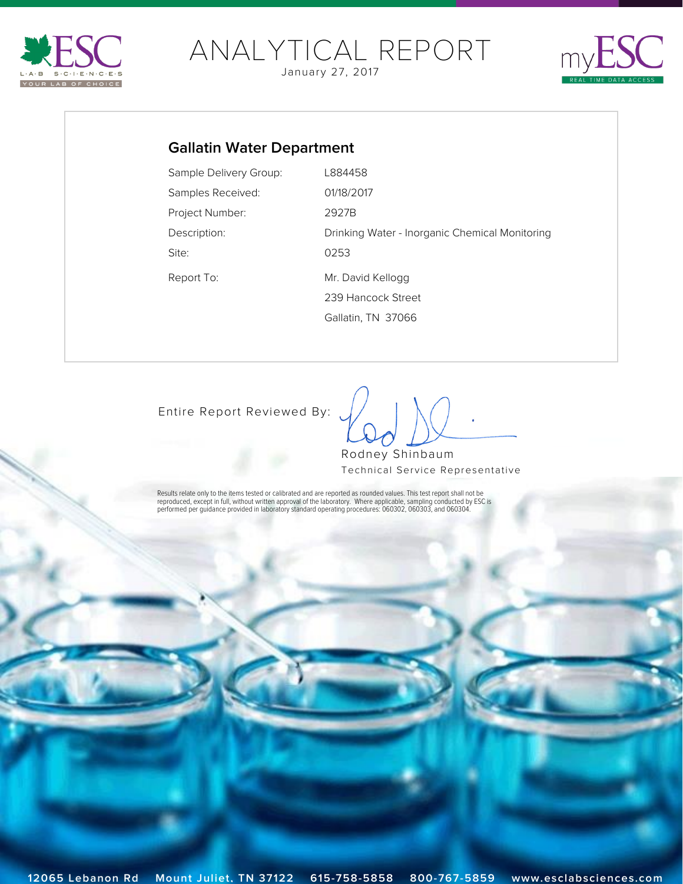# ANALYTICAL REPORT

January 27, 2017

## Gallatin Water Department

| | |
|---|---|
| Sample Delivery Group: | L884458 |
| Samples Received: | 01/18/2017 |
| Project Number: | 2927B |
| Description: | Drinking Water - Inorganic Chemical Monitoring |
| Site: | 0253 |
| Report To: | Mr. David Kellogg<br>239 Hancock Street<br>Gallatin, TN 37066 |

Entire Report Reviewed By:

Rodney Shinbaum
Technical Service Representative

Results relate only to the items tested or calibrated and are reported as rounded values. This test report shall not be reproduced, except in full, without written approval of the laboratory. Where applicable, sampling conducted by ESC is performed per guidance provided in laboratory standard operating procedures: 060302, 060303, and 060304.

12065 Lebanon Rd Mount Juliet, TN 37122 615-758-5858 800-767-5859 www.esclabsciences.com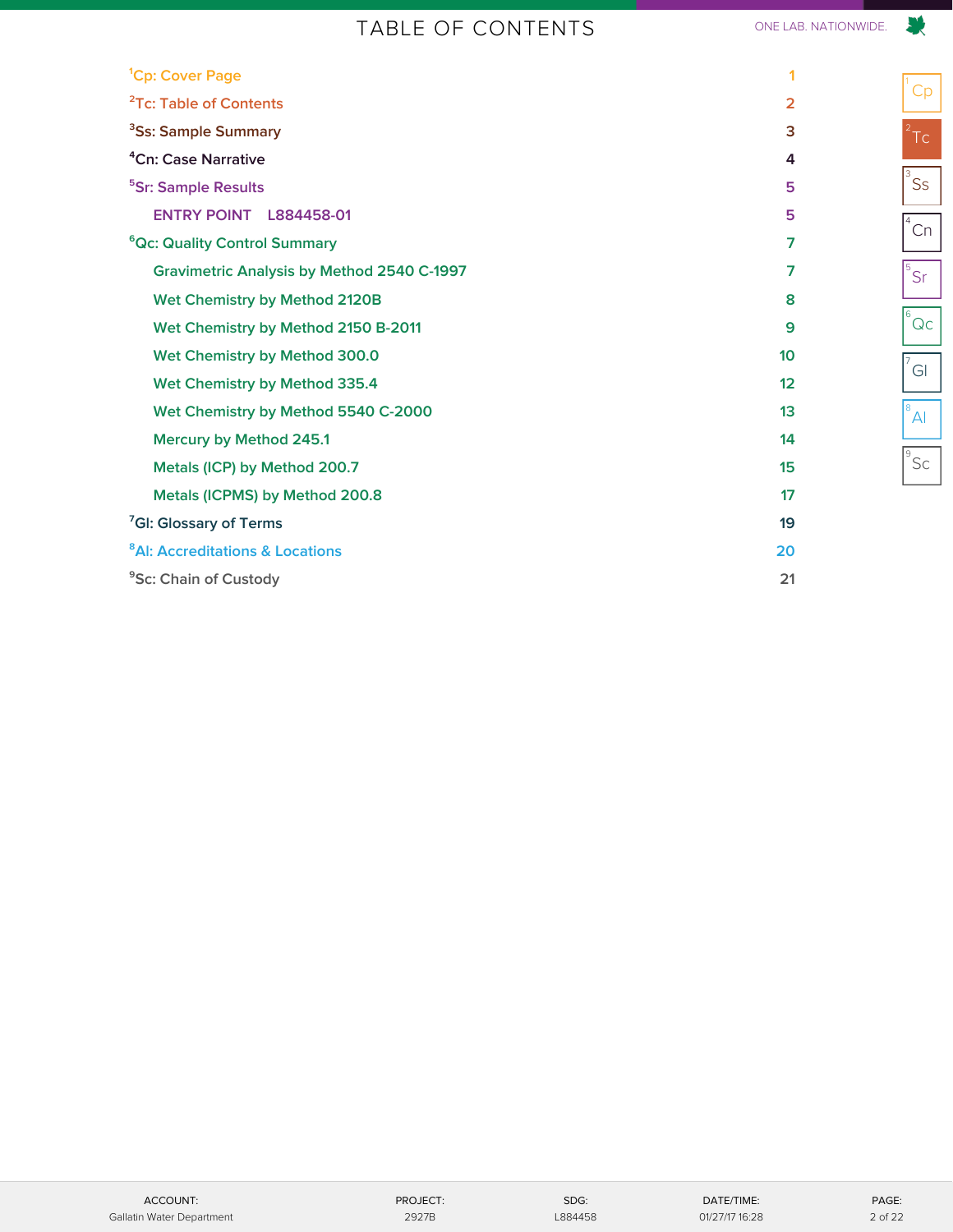# TABLE OF CONTENTS

| Section | Page |
| --- | --- |
| [1]Cp: Cover Page | 1 |
| [2]Tc: Table of Contents | 2 |
| [3]Ss: Sample Summary | 3 |
| [4]Cn: Case Narrative | 4 |
| [5]Sr: Sample Results | 5 |
| ENTRY POINT L884458-01 | 5 |
| [6]Qc: Quality Control Summary | 7 |
| Gravimetric Analysis by Method 2540 C-1997 | 7 |
| Wet Chemistry by Method 2120B | 8 |
| Wet Chemistry by Method 2150 B-2011 | 9 |
| Wet Chemistry by Method 300.0 | 10 |
| Wet Chemistry by Method 335.4 | 12 |
| Wet Chemistry by Method 5540 C-2000 | 13 |
| Mercury by Method 245.1 | 14 |
| Metals (ICP) by Method 200.7 | 15 |
| Metals (ICPMS) by Method 200.8 | 17 |
| [7]Gl: Glossary of Terms | 19 |
| [8]Al: Accreditations & Locations | 20 |
| [9]Sc: Chain of Custody | 21 |

| ACCOUNT: | PROJECT: | SDG: | DATE/TIME: |
| --- | --- | --- | --- |
| Gallatin Water Department | 2927B | L884458 | 01/27/17 16:28 |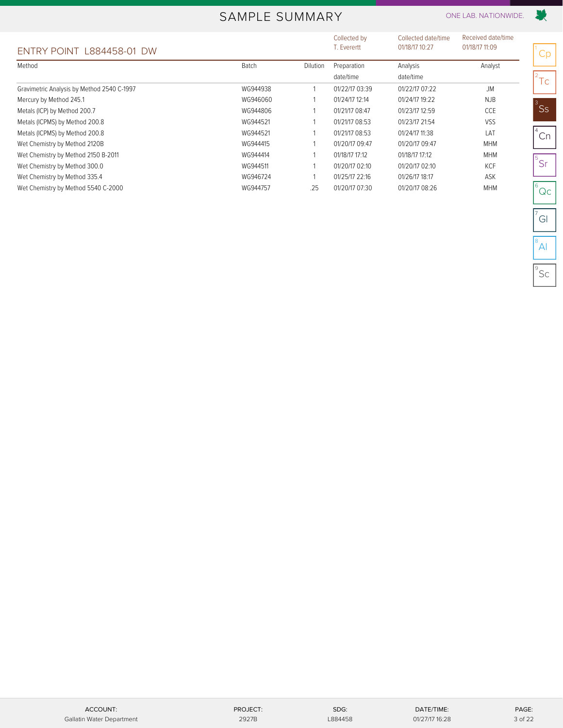# SAMPLE SUMMARY

ONE LAB. NATIONWIDE.

## ENTRY POINT L884458-01 DW

| Collected by | Collected date/time | Received date/time |
|---|---|---|
| T. Everertt | 01/18/17 10:27 | 01/18/17 11:09 |

| Method | Batch | Dilution | Preparation date/time | Analysis date/time | Analyst |
|---|---|---|---|---|---|
| Gravimetric Analysis by Method 2540 C-1997 | WG944938 | 1 | 01/22/17 03:39 | 01/22/17 07:22 | JM |
| Mercury by Method 245.1 | WG946060 | 1 | 01/24/17 12:14 | 01/24/17 19:22 | NJB |
| Metals (ICP) by Method 200.7 | WG944806 | 1 | 01/21/17 08:47 | 01/23/17 12:59 | CCE |
| Metals (ICPMS) by Method 200.8 | WG944521 | 1 | 01/21/17 08:53 | 01/23/17 21:54 | VSS |
| Metals (ICPMS) by Method 200.8 | WG944521 | 1 | 01/21/17 08:53 | 01/24/17 11:38 | LAT |
| Wet Chemistry by Method 2120B | WG944415 | 1 | 01/20/17 09:47 | 01/20/17 09:47 | MHM |
| Wet Chemistry by Method 2150 B-2011 | WG944414 | 1 | 01/18/17 17:12 | 01/18/17 17:12 | MHM |
| Wet Chemistry by Method 300.0 | WG944511 | 1 | 01/20/17 02:10 | 01/20/17 02:10 | KCF |
| Wet Chemistry by Method 335.4 | WG946724 | 1 | 01/25/17 22:16 | 01/26/17 18:17 | ASK |
| Wet Chemistry by Method 5540 C-2000 | WG944757 | .25 | 01/20/17 07:30 | 01/20/17 08:26 | MHM |

1 Cp
2 Tc
3 Ss
4 Cn
5 Sr
6 Qc
7 Gl
8 Al
9 Sc

| ACCOUNT: | PROJECT: | SDG: | DATE/TIME: |
|---|---|---|---|
| Gallatin Water Department | 2927B | L884458 | 01/27/17 16:28 |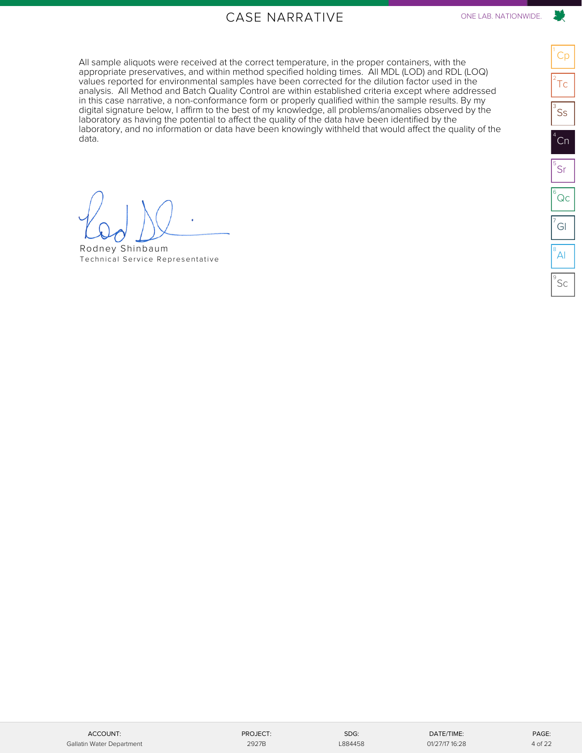# CASE NARRATIVE

All sample aliquots were received at the correct temperature, in the proper containers, with the appropriate preservatives, and within method specified holding times. All MDL (LOD) and RDL (LOQ) values reported for environmental samples have been corrected for the dilution factor used in the analysis. All Method and Batch Quality Control are within established criteria except where addressed in this case narrative, a non-conformance form or properly qualified within the sample results. By my digital signature below, I affirm to the best of my knowledge, all problems/anomalies observed by the laboratory as having the potential to affect the quality of the data have been identified by the laboratory, and no information or data have been knowingly withheld that would affect the quality of the data.

Rodney Shinbaum
Technical Service Representative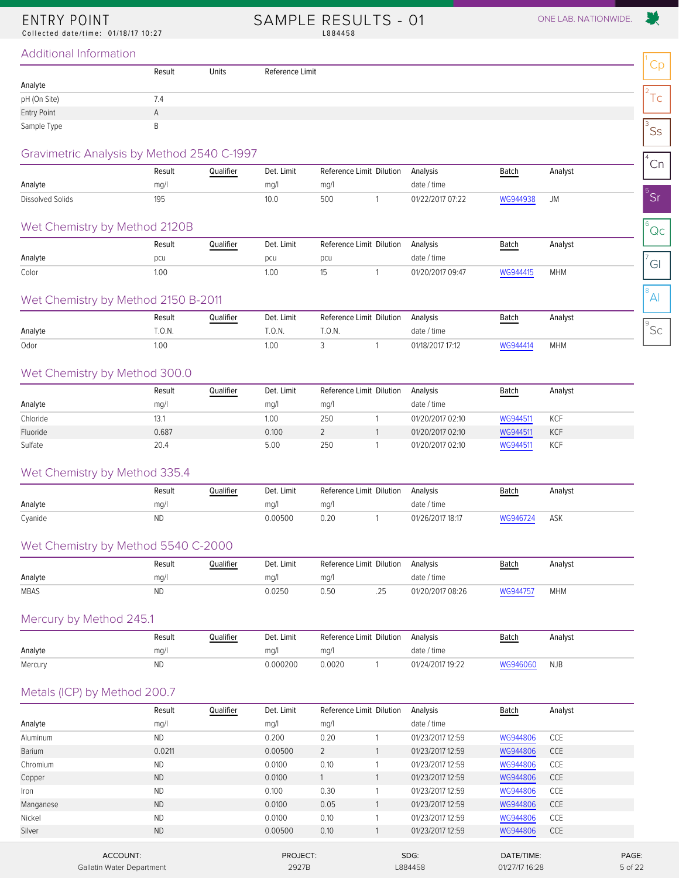# ENTRY POINT

Collected date/time: 01/18/17 10:27

# SAMPLE RESULTS - 01

L884458

## Additional Information

| Analyte | Result | Units | Reference Limit |
|---|---|---|---|
| pH (On Site) | 7.4 | | |
| Entry Point | A | | |
| Sample Type | B | | |

## Gravimetric Analysis by Method 2540 C-1997

| Analyte | Result mg/l | Qualifier | Det. Limit mg/l | Reference Limit mg/l | Dilution | Analysis date / time | Batch | Analyst |
|---|---|---|---|---|---|---|---|---|
| Dissolved Solids | 195 | | 10.0 | 500 | 1 | 01/22/2017 07:22 | WG944938 | JM |

## Wet Chemistry by Method 2120B

| Analyte | Result pcu | Qualifier | Det. Limit pcu | Reference Limit pcu | Dilution | Analysis date / time | Batch | Analyst |
|---|---|---|---|---|---|---|---|---|
| Color | 1.00 | | 1.00 | 15 | 1 | 01/20/2017 09:47 | WG944415 | MHM |

## Wet Chemistry by Method 2150 B-2011

| Analyte | Result T.O.N. | Qualifier | Det. Limit T.O.N. | Reference Limit T.O.N. | Dilution | Analysis date / time | Batch | Analyst |
|---|---|---|---|---|---|---|---|---|
| Odor | 1.00 | | 1.00 | 3 | 1 | 01/18/2017 17:12 | WG944414 | MHM |

## Wet Chemistry by Method 300.0

| Analyte | Result mg/l | Qualifier | Det. Limit mg/l | Reference Limit mg/l | Dilution | Analysis date / time | Batch | Analyst |
|---|---|---|---|---|---|---|---|---|
| Chloride | 13.1 | | 1.00 | 250 | 1 | 01/20/2017 02:10 | WG944511 | KCF |
| Fluoride | 0.687 | | 0.100 | 2 | 1 | 01/20/2017 02:10 | WG944511 | KCF |
| Sulfate | 20.4 | | 5.00 | 250 | 1 | 01/20/2017 02:10 | WG944511 | KCF |

## Wet Chemistry by Method 335.4

| Analyte | Result mg/l | Qualifier | Det. Limit mg/l | Reference Limit mg/l | Dilution | Analysis date / time | Batch | Analyst |
|---|---|---|---|---|---|---|---|---|
| Cyanide | ND | | 0.00500 | 0.20 | 1 | 01/26/2017 18:17 | WG946724 | ASK |

## Wet Chemistry by Method 5540 C-2000

| Analyte | Result mg/l | Qualifier | Det. Limit mg/l | Reference Limit mg/l | Dilution | Analysis date / time | Batch | Analyst |
|---|---|---|---|---|---|---|---|---|
| MBAS | ND | | 0.0250 | 0.50 | .25 | 01/20/2017 08:26 | WG944757 | MHM |

## Mercury by Method 245.1

| Analyte | Result mg/l | Qualifier | Det. Limit mg/l | Reference Limit mg/l | Dilution | Analysis date / time | Batch | Analyst |
|---|---|---|---|---|---|---|---|---|
| Mercury | ND | | 0.000200 | 0.0020 | 1 | 01/24/2017 19:22 | WG946060 | NJB |

## Metals (ICP) by Method 200.7

| Analyte | Result mg/l | Qualifier | Det. Limit mg/l | Reference Limit mg/l | Dilution | Analysis date / time | Batch | Analyst |
|---|---|---|---|---|---|---|---|---|
| Aluminum | ND | | 0.200 | 0.20 | 1 | 01/23/2017 12:59 | WG944806 | CCE |
| Barium | 0.0211 | | 0.00500 | 2 | 1 | 01/23/2017 12:59 | WG944806 | CCE |
| Chromium | ND | | 0.0100 | 0.10 | 1 | 01/23/2017 12:59 | WG944806 | CCE |
| Copper | ND | | 0.0100 | 1 | 1 | 01/23/2017 12:59 | WG944806 | CCE |
| Iron | ND | | 0.100 | 0.30 | 1 | 01/23/2017 12:59 | WG944806 | CCE |
| Manganese | ND | | 0.0100 | 0.05 | 1 | 01/23/2017 12:59 | WG944806 | CCE |
| Nickel | ND | | 0.0100 | 0.10 | 1 | 01/23/2017 12:59 | WG944806 | CCE |
| Silver | ND | | 0.00500 | 0.10 | 1 | 01/23/2017 12:59 | WG944806 | CCE |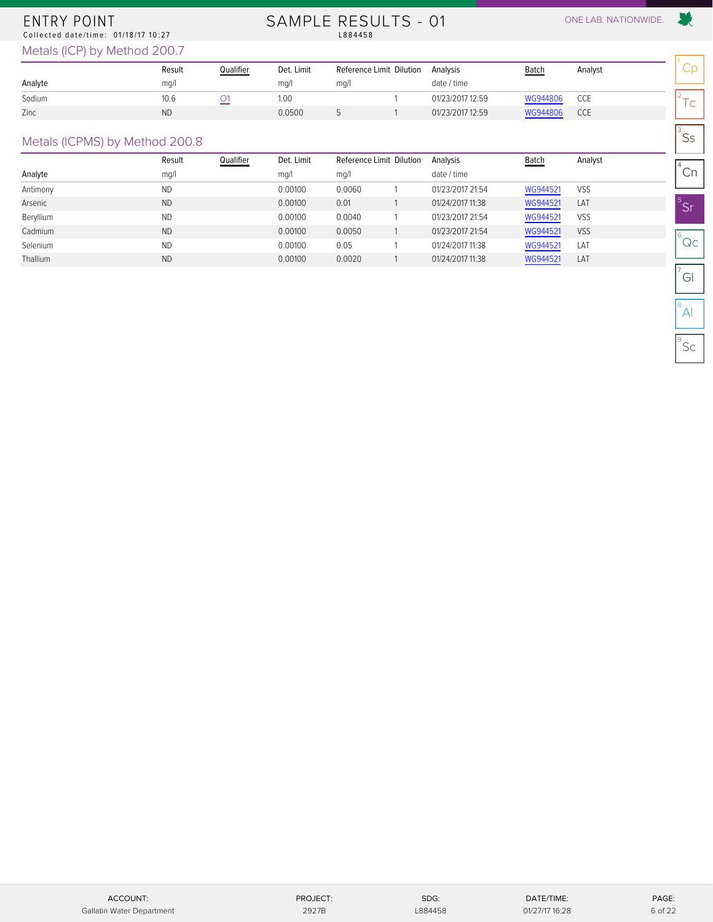# ENTRY POINT

Collected date/time: 01/18/17 10:27

## SAMPLE RESULTS - 01

L884458

### Metals (ICP) by Method 200.7

| Analyte | Result mg/l | Qualifier | Det. Limit mg/l | Reference Limit mg/l | Dilution | Analysis date / time | Batch | Analyst |
|---|---|---|---|---|---|---|---|---|
| Sodium | 10.6 | O1 | 1.00 | | 1 | 01/23/2017 12:59 | WG944806 | CCE |
| Zinc | ND | | 0.0500 | 5 | 1 | 01/23/2017 12:59 | WG944806 | CCE |

### Metals (ICPMS) by Method 200.8

| Analyte | Result mg/l | Qualifier | Det. Limit mg/l | Reference Limit mg/l | Dilution | Analysis date / time | Batch | Analyst |
|---|---|---|---|---|---|---|---|---|
| Antimony | ND | | 0.00100 | 0.0060 | 1 | 01/23/2017 21:54 | WG944521 | VSS |
| Arsenic | ND | | 0.00100 | 0.01 | 1 | 01/24/2017 11:38 | WG944521 | LAT |
| Beryllium | ND | | 0.00100 | 0.0040 | 1 | 01/23/2017 21:54 | WG944521 | VSS |
| Cadmium | ND | | 0.00100 | 0.0050 | 1 | 01/23/2017 21:54 | WG944521 | VSS |
| Selenium | ND | | 0.00100 | 0.05 | 1 | 01/24/2017 11:38 | WG944521 | LAT |
| Thallium | ND | | 0.00100 | 0.0020 | 1 | 01/24/2017 11:38 | WG944521 | LAT |

ACCOUNT: Gallatin Water Department | PROJECT: 2927B | SDG: L884458 | DATE/TIME: 01/27/17 16:28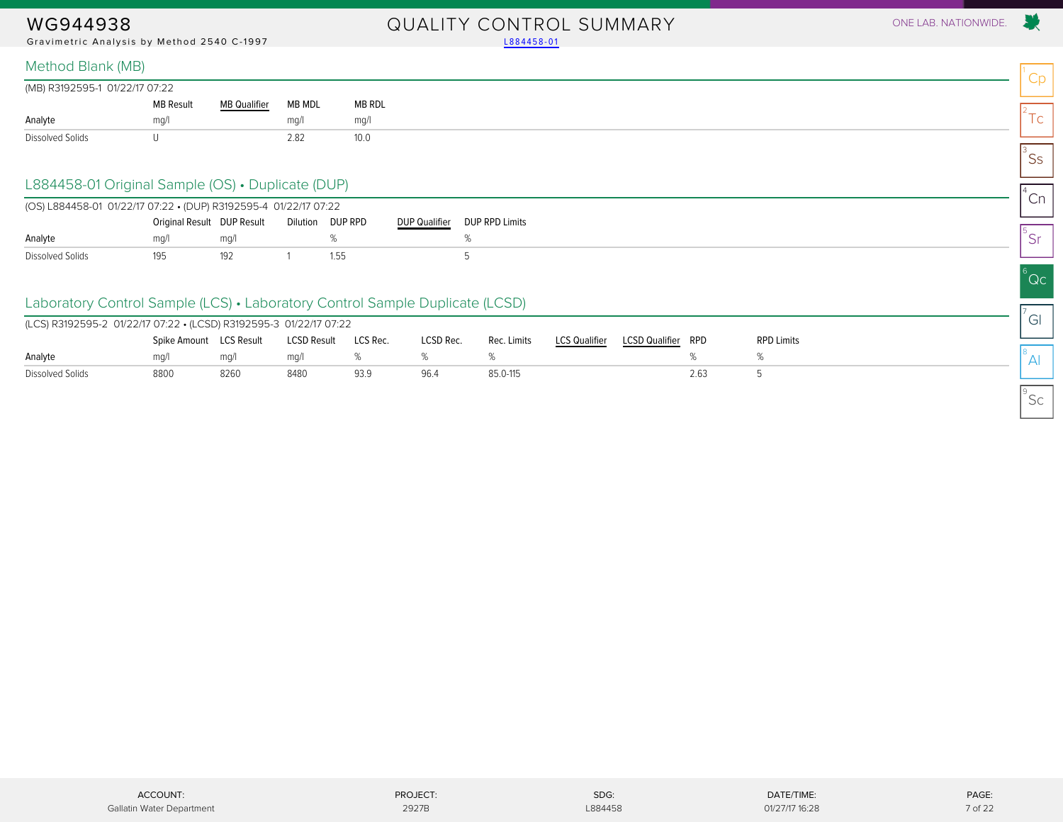WG944938

Gravimetric Analysis by Method 2540 C-1997

# QUALITY CONTROL SUMMARY

L884458-01

## Method Blank (MB)

(MB) R3192595-1 01/22/17 07:22

| Analyte | MB Result | MB Qualifier | MB MDL | MB RDL |
|---|---|---|---|---|
| | mg/l | | mg/l | mg/l |
| Dissolved Solids | U | | 2.82 | 10.0 |

## L884458-01 Original Sample (OS) • Duplicate (DUP)

(OS) L884458-01 01/22/17 07:22 • (DUP) R3192595-4 01/22/17 07:22

| Analyte | Original Result | DUP Result | Dilution | DUP RPD | DUP Qualifier | DUP RPD Limits |
|---|---|---|---|---|---|---|
| | mg/l | mg/l | | % | | % |
| Dissolved Solids | 195 | 192 | 1 | 1.55 | | 5 |

## Laboratory Control Sample (LCS) • Laboratory Control Sample Duplicate (LCSD)

(LCS) R3192595-2 01/22/17 07:22 • (LCSD) R3192595-3 01/22/17 07:22

| Analyte | Spike Amount | LCS Result | LCSD Result | LCS Rec. | LCSD Rec. | Rec. Limits | LCS Qualifier | LCSD Qualifier | RPD | RPD Limits |
|---|---|---|---|---|---|---|---|---|---|---|
| | mg/l | mg/l | mg/l | % | % | % | | | % | % |
| Dissolved Solids | 8800 | 8260 | 8480 | 93.9 | 96.4 | 85.0-115 | | | 2.63 | 5 |

ACCOUNT: Gallatin Water Department | PROJECT: 2927B | SDG: L884458 | DATE/TIME: 01/27/17 16:28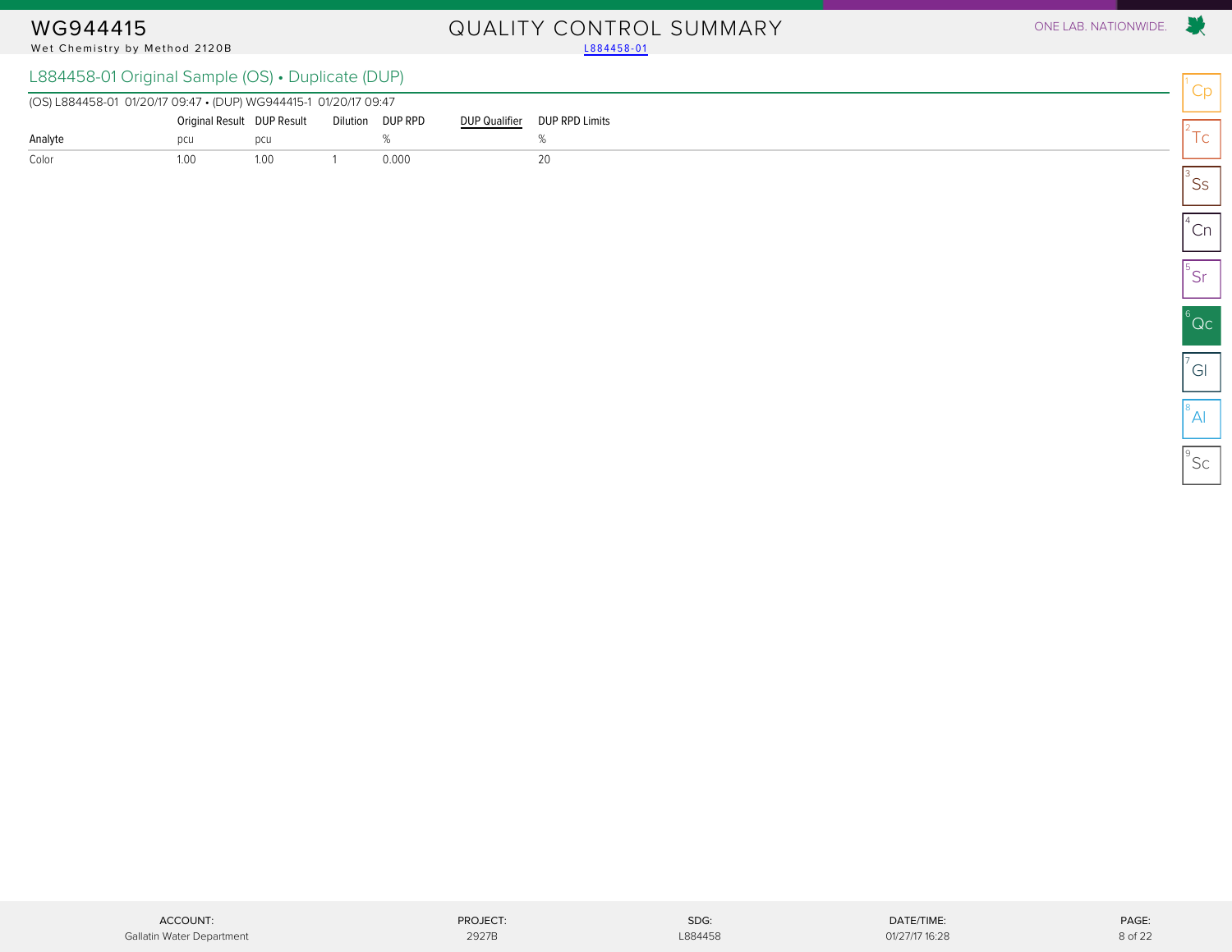# WG944415

Wet Chemistry by Method 2120B

## QUALITY CONTROL SUMMARY

L884458-01

### L884458-01 Original Sample (OS) • Duplicate (DUP)

(OS) L884458-01 01/20/17 09:47 • (DUP) WG944415-1 01/20/17 09:47

| Analyte | Original Result | DUP Result | Dilution | DUP RPD | DUP Qualifier | DUP RPD Limits |
|---|---|---|---|---|---|---|
| | pcu | pcu | | % | | % |
| Color | 1.00 | 1.00 | 1 | 0.000 | | 20 |

ACCOUNT: Gallatin Water Department | PROJECT: 2927B | SDG: L884458 | DATE/TIME: 01/27/17 16:28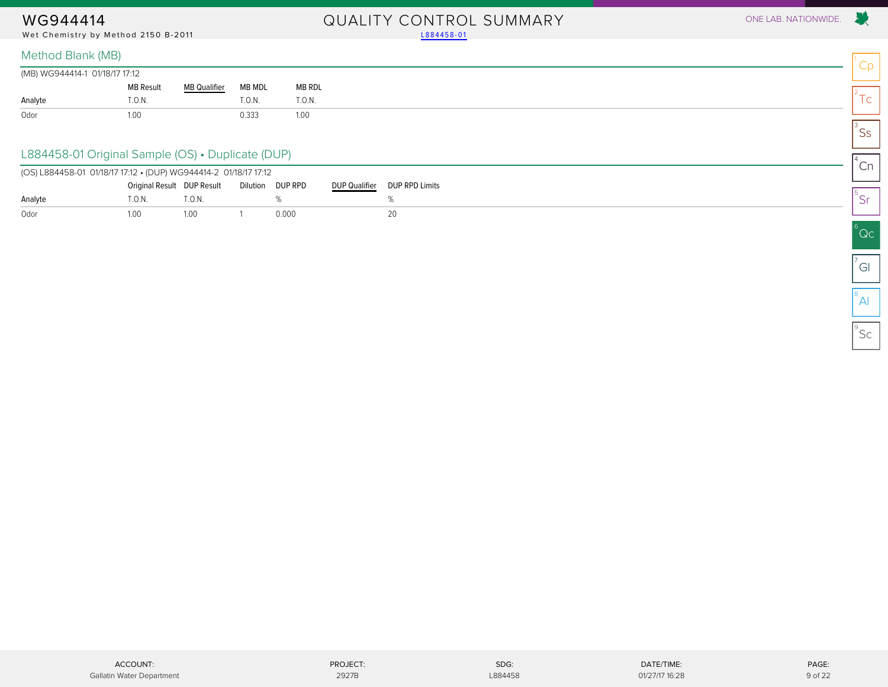# WG944414

Wet Chemistry by Method 2150 B-2011

## QUALITY CONTROL SUMMARY

L884458-01

### Method Blank (MB)

(MB) WG944414-1 01/18/17 17:12

| Analyte | MB Result | MB Qualifier | MB MDL | MB RDL |
|---|---|---|---|---|
| | T.O.N. | | T.O.N. | T.O.N. |
| Odor | 1.00 | | 0.333 | 1.00 |

### L884458-01 Original Sample (OS) • Duplicate (DUP)

(OS) L884458-01 01/18/17 17:12 • (DUP) WG944414-2 01/18/17 17:12

| Analyte | Original Result | DUP Result | Dilution | DUP RPD | DUP Qualifier | DUP RPD Limits |
|---|---|---|---|---|---|---|
| | T.O.N. | T.O.N. | | % | | % |
| Odor | 1.00 | 1.00 | 1 | 0.000 | | 20 |

ACCOUNT: Gallatin Water Department | PROJECT: 2927B | SDG: L884458 | DATE/TIME: 01/27/17 16:28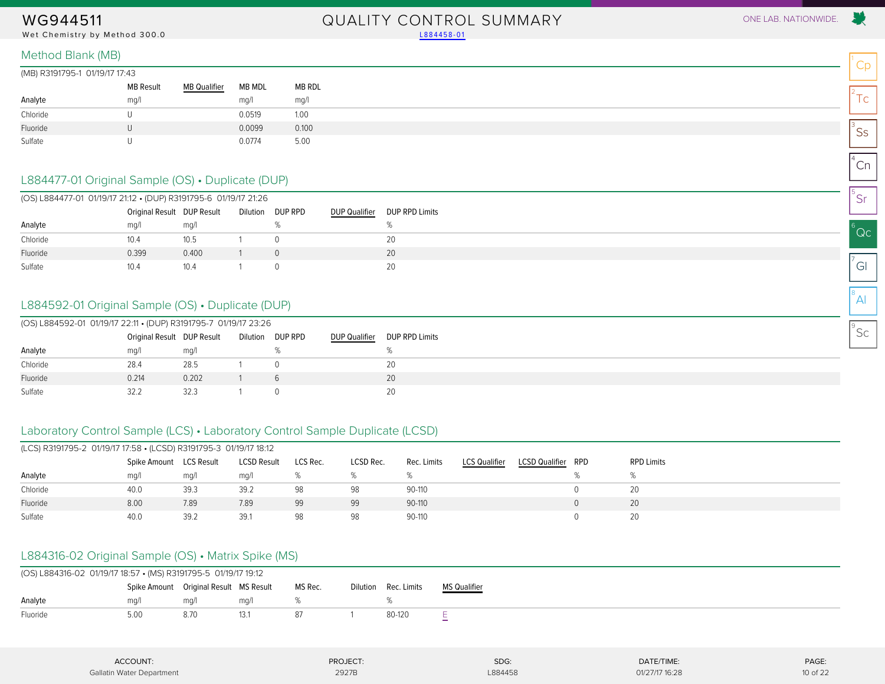# WG944511

Wet Chemistry by Method 300.0

# QUALITY CONTROL SUMMARY

L884458-01

## Method Blank (MB)

(MB) R3191795-1 01/19/17 17:43

| Analyte | MB Result mg/l | MB Qualifier | MB MDL mg/l | MB RDL mg/l |
|---|---|---|---|---|
| Chloride | U | | 0.0519 | 1.00 |
| Fluoride | U | | 0.0099 | 0.100 |
| Sulfate | U | | 0.0774 | 5.00 |

## L884477-01 Original Sample (OS) • Duplicate (DUP)

(OS) L884477-01 01/19/17 21:12 • (DUP) R3191795-6 01/19/17 21:26

| Analyte | Original Result mg/l | DUP Result mg/l | Dilution | DUP RPD % | DUP Qualifier | DUP RPD Limits % |
|---|---|---|---|---|---|---|
| Chloride | 10.4 | 10.5 | 1 | 0 | | 20 |
| Fluoride | 0.399 | 0.400 | 1 | 0 | | 20 |
| Sulfate | 10.4 | 10.4 | 1 | 0 | | 20 |

## L884592-01 Original Sample (OS) • Duplicate (DUP)

(OS) L884592-01 01/19/17 22:11 • (DUP) R3191795-7 01/19/17 23:26

| Analyte | Original Result mg/l | DUP Result mg/l | Dilution | DUP RPD % | DUP Qualifier | DUP RPD Limits % |
|---|---|---|---|---|---|---|
| Chloride | 28.4 | 28.5 | 1 | 0 | | 20 |
| Fluoride | 0.214 | 0.202 | 1 | 6 | | 20 |
| Sulfate | 32.2 | 32.3 | 1 | 0 | | 20 |

## Laboratory Control Sample (LCS) • Laboratory Control Sample Duplicate (LCSD)

(LCS) R3191795-2 01/19/17 17:58 • (LCSD) R3191795-3 01/19/17 18:12

| Analyte | Spike Amount mg/l | LCS Result mg/l | LCSD Result mg/l | LCS Rec. % | LCSD Rec. % | Rec. Limits % | LCS Qualifier | LCSD Qualifier | RPD % | RPD Limits % |
|---|---|---|---|---|---|---|---|---|---|---|
| Chloride | 40.0 | 39.3 | 39.2 | 98 | 98 | 90-110 | | | 0 | 20 |
| Fluoride | 8.00 | 7.89 | 7.89 | 99 | 99 | 90-110 | | | 0 | 20 |
| Sulfate | 40.0 | 39.2 | 39.1 | 98 | 98 | 90-110 | | | 0 | 20 |

## L884316-02 Original Sample (OS) • Matrix Spike (MS)

(OS) L884316-02 01/19/17 18:57 • (MS) R3191795-5 01/19/17 19:12

| Analyte | Spike Amount mg/l | Original Result mg/l | MS Result mg/l | MS Rec. % | Dilution | Rec. Limits % | MS Qualifier |
|---|---|---|---|---|---|---|---|
| Fluoride | 5.00 | 8.70 | 13.1 | 87 | 1 | 80-120 | E |

| ACCOUNT: | PROJECT: | SDG: | DATE/TIME: |
|---|---|---|---|
| Gallatin Water Department | 2927B | L884458 | 01/27/17 16:28 |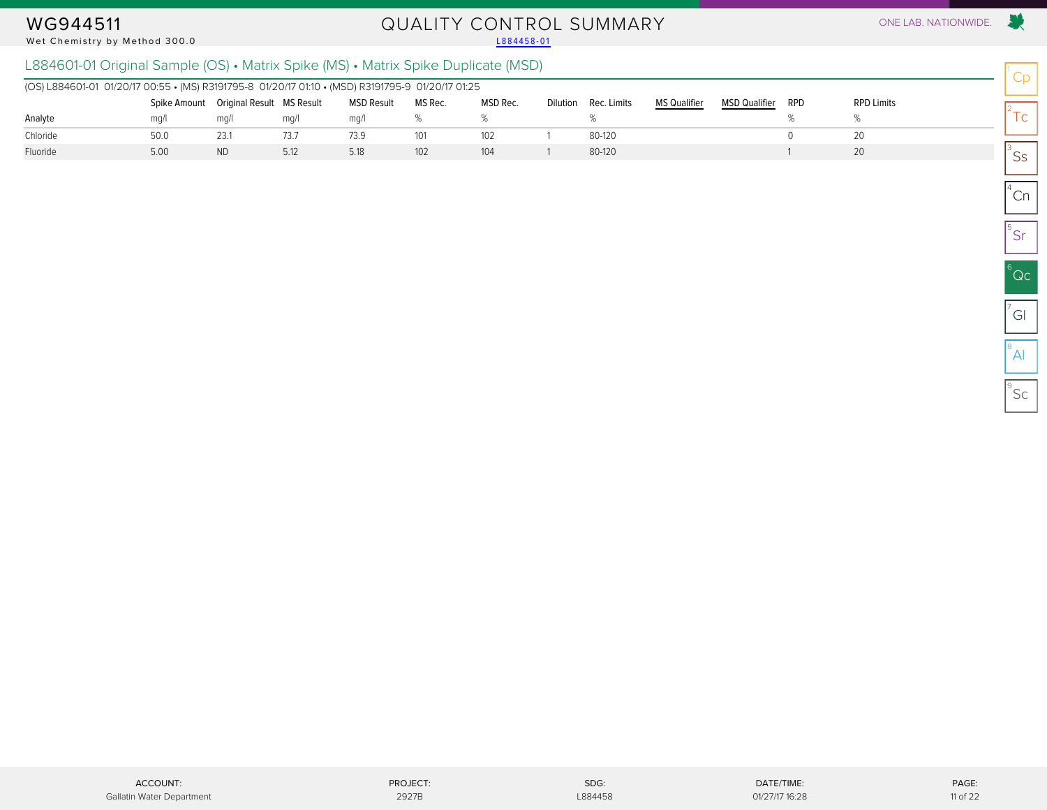# WG944511

Wet Chemistry by Method 300.0

## QUALITY CONTROL SUMMARY

L884458-01

ONE LAB. NATIONWIDE.

### L884601-01 Original Sample (OS) • Matrix Spike (MS) • Matrix Spike Duplicate (MSD)

(OS) L884601-01 01/20/17 00:55 • (MS) R3191795-8 01/20/17 01:10 • (MSD) R3191795-9 01/20/17 01:25

| Analyte | Spike Amount mg/l | Original Result mg/l | MS Result mg/l | MSD Result mg/l | MS Rec. % | MSD Rec. % | Dilution | Rec. Limits % | MS Qualifier | MSD Qualifier | RPD % | RPD Limits % |
|---|---|---|---|---|---|---|---|---|---|---|---|---|
| Chloride | 50.0 | 23.1 | 73.7 | 73.9 | 101 | 102 | 1 | 80-120 | | | 0 | 20 |
| Fluoride | 5.00 | ND | 5.12 | 5.18 | 102 | 104 | 1 | 80-120 | | | 1 | 20 |

1 Cp
2 Tc
3 Ss
4 Cn
5 Sr
6 Qc
7 Gl
8 Al
9 Sc

| ACCOUNT: | PROJECT: | SDG: | DATE/TIME: |
|---|---|---|---|
| Gallatin Water Department | 2927B | L884458 | 01/27/17 16:28 |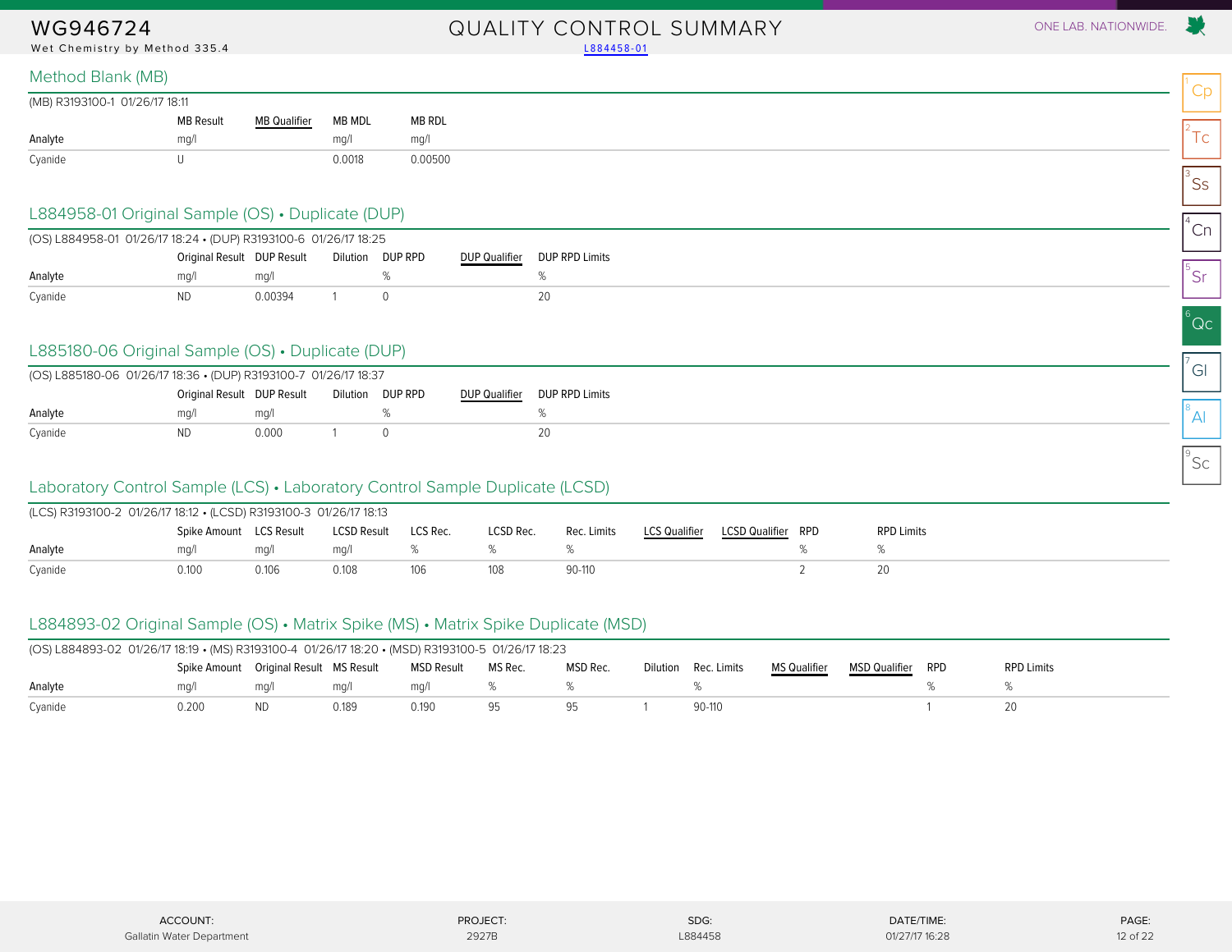# WG946724

Wet Chemistry by Method 335.4

## QUALITY CONTROL SUMMARY

L884458-01

### Method Blank (MB)

(MB) R3193100-1 01/26/17 18:11

| Analyte | MB Result | MB Qualifier | MB MDL | MB RDL |
|---|---|---|---|---|
| | mg/l | | mg/l | mg/l |
| Cyanide | U | | 0.0018 | 0.00500 |

### L884958-01 Original Sample (OS) • Duplicate (DUP)

(OS) L884958-01 01/26/17 18:24 • (DUP) R3193100-6 01/26/17 18:25

| Analyte | Original Result | DUP Result | Dilution | DUP RPD | DUP Qualifier | DUP RPD Limits |
|---|---|---|---|---|---|---|
| | mg/l | mg/l | | % | | % |
| Cyanide | ND | 0.00394 | 1 | 0 | | 20 |

### L885180-06 Original Sample (OS) • Duplicate (DUP)

(OS) L885180-06 01/26/17 18:36 • (DUP) R3193100-7 01/26/17 18:37

| Analyte | Original Result | DUP Result | Dilution | DUP RPD | DUP Qualifier | DUP RPD Limits |
|---|---|---|---|---|---|---|
| | mg/l | mg/l | | % | | % |
| Cyanide | ND | 0.000 | 1 | 0 | | 20 |

### Laboratory Control Sample (LCS) • Laboratory Control Sample Duplicate (LCSD)

(LCS) R3193100-2 01/26/17 18:12 • (LCSD) R3193100-3 01/26/17 18:13

| Analyte | Spike Amount | LCS Result | LCSD Result | LCS Rec. | LCSD Rec. | Rec. Limits | LCS Qualifier | LCSD Qualifier | RPD | RPD Limits |
|---|---|---|---|---|---|---|---|---|---|---|
| | mg/l | mg/l | mg/l | % | % | % | | | % | % |
| Cyanide | 0.100 | 0.106 | 0.108 | 106 | 108 | 90-110 | | | 2 | 20 |

### L884893-02 Original Sample (OS) • Matrix Spike (MS) • Matrix Spike Duplicate (MSD)

(OS) L884893-02 01/26/17 18:19 • (MS) R3193100-4 01/26/17 18:20 • (MSD) R3193100-5 01/26/17 18:23

| Analyte | Spike Amount | Original Result | MS Result | MSD Result | MS Rec. | MSD Rec. | Dilution | Rec. Limits | MS Qualifier | MSD Qualifier | RPD | RPD Limits |
|---|---|---|---|---|---|---|---|---|---|---|---|---|
| | mg/l | mg/l | mg/l | mg/l | % | % | | % | | | % | % |
| Cyanide | 0.200 | ND | 0.189 | 0.190 | 95 | 95 | 1 | 90-110 | | | 1 | 20 |

| ACCOUNT: | PROJECT: | SDG: | DATE/TIME: |
|---|---|---|---|
| Gallatin Water Department | 2927B | L884458 | 01/27/17 16:28 |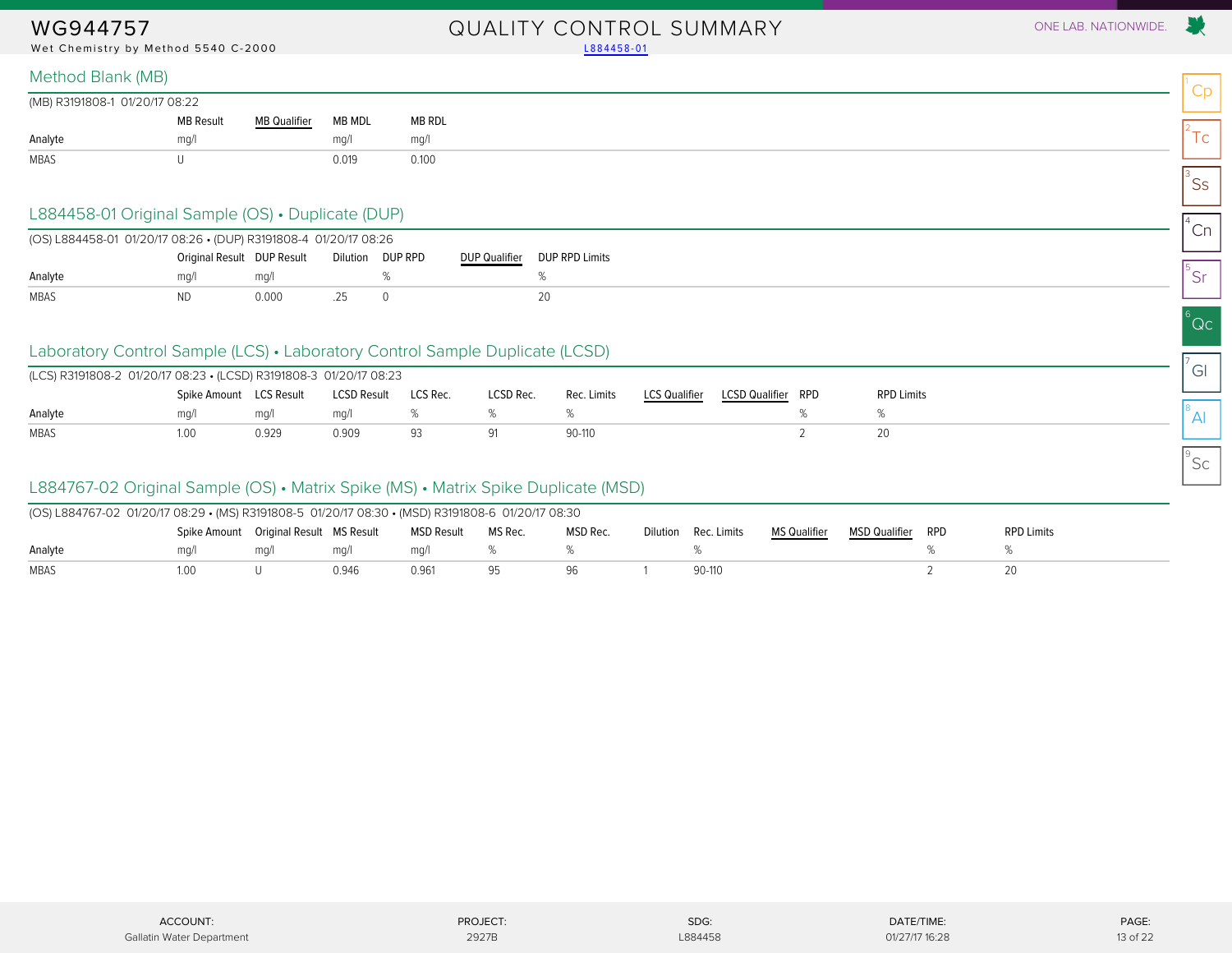# WG944757

Wet Chemistry by Method 5540 C-2000

# QUALITY CONTROL SUMMARY

L884458-01

## Method Blank (MB)

(MB) R3191808-1 01/20/17 08:22

| Analyte | MB Result | MB Qualifier | MB MDL | MB RDL |
|---|---|---|---|---|
| | mg/l | | mg/l | mg/l |
| MBAS | U | | 0.019 | 0.100 |

## L884458-01 Original Sample (OS) • Duplicate (DUP)

(OS) L884458-01 01/20/17 08:26 • (DUP) R3191808-4 01/20/17 08:26

| Analyte | Original Result | DUP Result | Dilution | DUP RPD | DUP Qualifier | DUP RPD Limits |
|---|---|---|---|---|---|---|
| | mg/l | mg/l | | % | | % |
| MBAS | ND | 0.000 | .25 | 0 | | 20 |

## Laboratory Control Sample (LCS) • Laboratory Control Sample Duplicate (LCSD)

(LCS) R3191808-2 01/20/17 08:23 • (LCSD) R3191808-3 01/20/17 08:23

| Analyte | Spike Amount | LCS Result | LCSD Result | LCS Rec. | LCSD Rec. | Rec. Limits | LCS Qualifier | LCSD Qualifier | RPD | RPD Limits |
|---|---|---|---|---|---|---|---|---|---|---|
| | mg/l | mg/l | mg/l | % | % | % | | | % | % |
| MBAS | 1.00 | 0.929 | 0.909 | 93 | 91 | 90-110 | | | 2 | 20 |

## L884767-02 Original Sample (OS) • Matrix Spike (MS) • Matrix Spike Duplicate (MSD)

(OS) L884767-02 01/20/17 08:29 • (MS) R3191808-5 01/20/17 08:30 • (MSD) R3191808-6 01/20/17 08:30

| Analyte | Spike Amount | Original Result | MS Result | MSD Result | MS Rec. | MSD Rec. | Dilution | Rec. Limits | MS Qualifier | MSD Qualifier | RPD | RPD Limits |
|---|---|---|---|---|---|---|---|---|---|---|---|---|
| | mg/l | mg/l | mg/l | mg/l | % | % | | % | | | % | % |
| MBAS | 1.00 | U | 0.946 | 0.961 | 95 | 96 | 1 | 90-110 | | | 2 | 20 |

| ACCOUNT: | PROJECT: | SDG: | DATE/TIME: |
|---|---|---|---|
| Gallatin Water Department | 2927B | L884458 | 01/27/17 16:28 |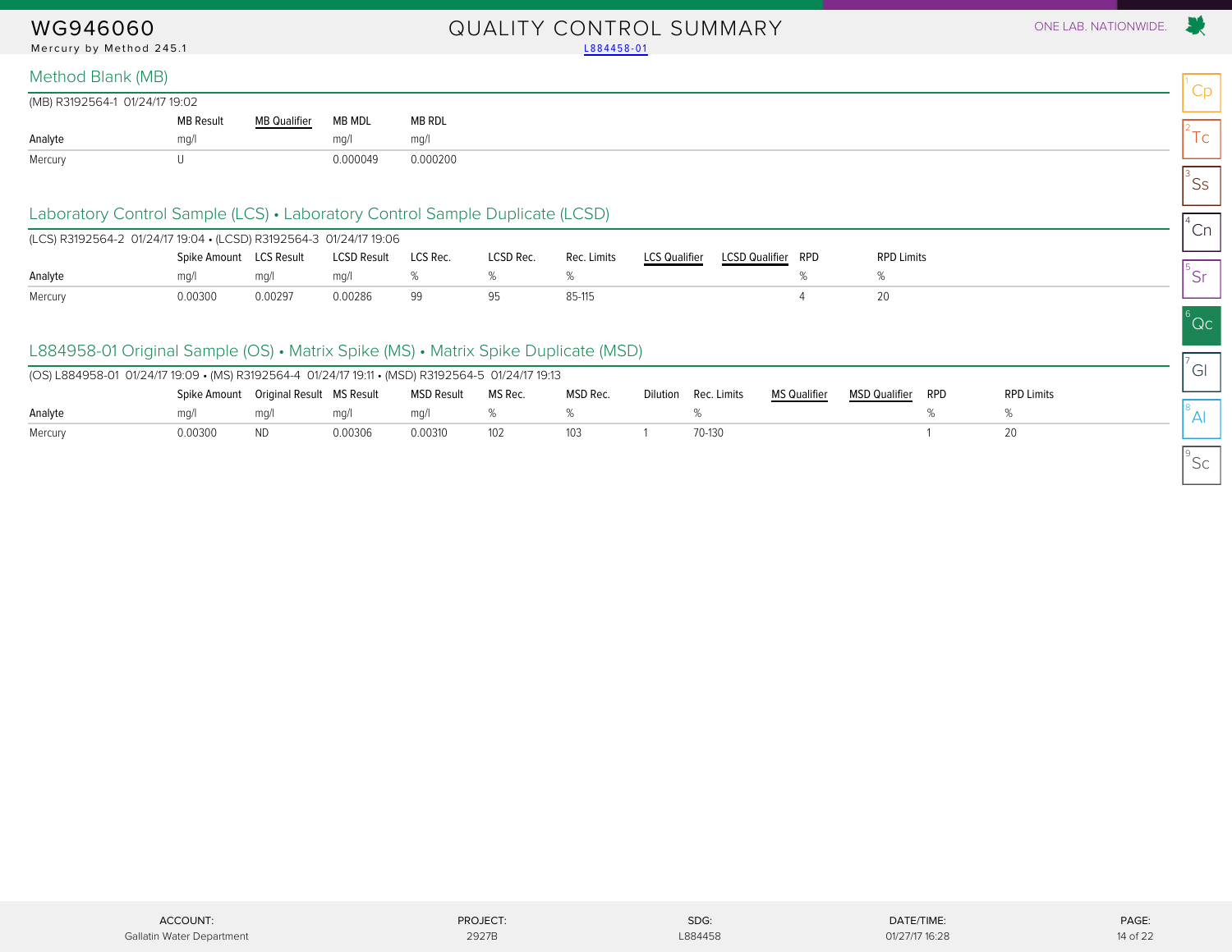WG946060

Mercury by Method 245.1

# QUALITY CONTROL SUMMARY

L884458-01

## Method Blank (MB)

(MB) R3192564-1 01/24/17 19:02

| Analyte | MB Result | MB Qualifier | MB MDL | MB RDL |
|---|---|---|---|---|
| | mg/l | | mg/l | mg/l |
| Mercury | U | | 0.000049 | 0.000200 |

## Laboratory Control Sample (LCS) • Laboratory Control Sample Duplicate (LCSD)

(LCS) R3192564-2 01/24/17 19:04 • (LCSD) R3192564-3 01/24/17 19:06

| Analyte | Spike Amount | LCS Result | LCSD Result | LCS Rec. | LCSD Rec. | Rec. Limits | LCS Qualifier | LCSD Qualifier | RPD | RPD Limits |
|---|---|---|---|---|---|---|---|---|---|---|
| | mg/l | mg/l | mg/l | % | % | % | | | % | % |
| Mercury | 0.00300 | 0.00297 | 0.00286 | 99 | 95 | 85-115 | | | 4 | 20 |

## L884958-01 Original Sample (OS) • Matrix Spike (MS) • Matrix Spike Duplicate (MSD)

(OS) L884958-01 01/24/17 19:09 • (MS) R3192564-4 01/24/17 19:11 • (MSD) R3192564-5 01/24/17 19:13

| Analyte | Spike Amount | Original Result | MS Result | MSD Result | MS Rec. | MSD Rec. | Dilution | Rec. Limits | MS Qualifier | MSD Qualifier | RPD | RPD Limits |
|---|---|---|---|---|---|---|---|---|---|---|---|---|
| | mg/l | mg/l | mg/l | mg/l | % | % | | % | | | % | % |
| Mercury | 0.00300 | ND | 0.00306 | 0.00310 | 102 | 103 | 1 | 70-130 | | | 1 | 20 |

| ACCOUNT: | PROJECT: | SDG: | DATE/TIME: |
|---|---|---|---|
| Gallatin Water Department | 2927B | L884458 | 01/27/17 16:28 |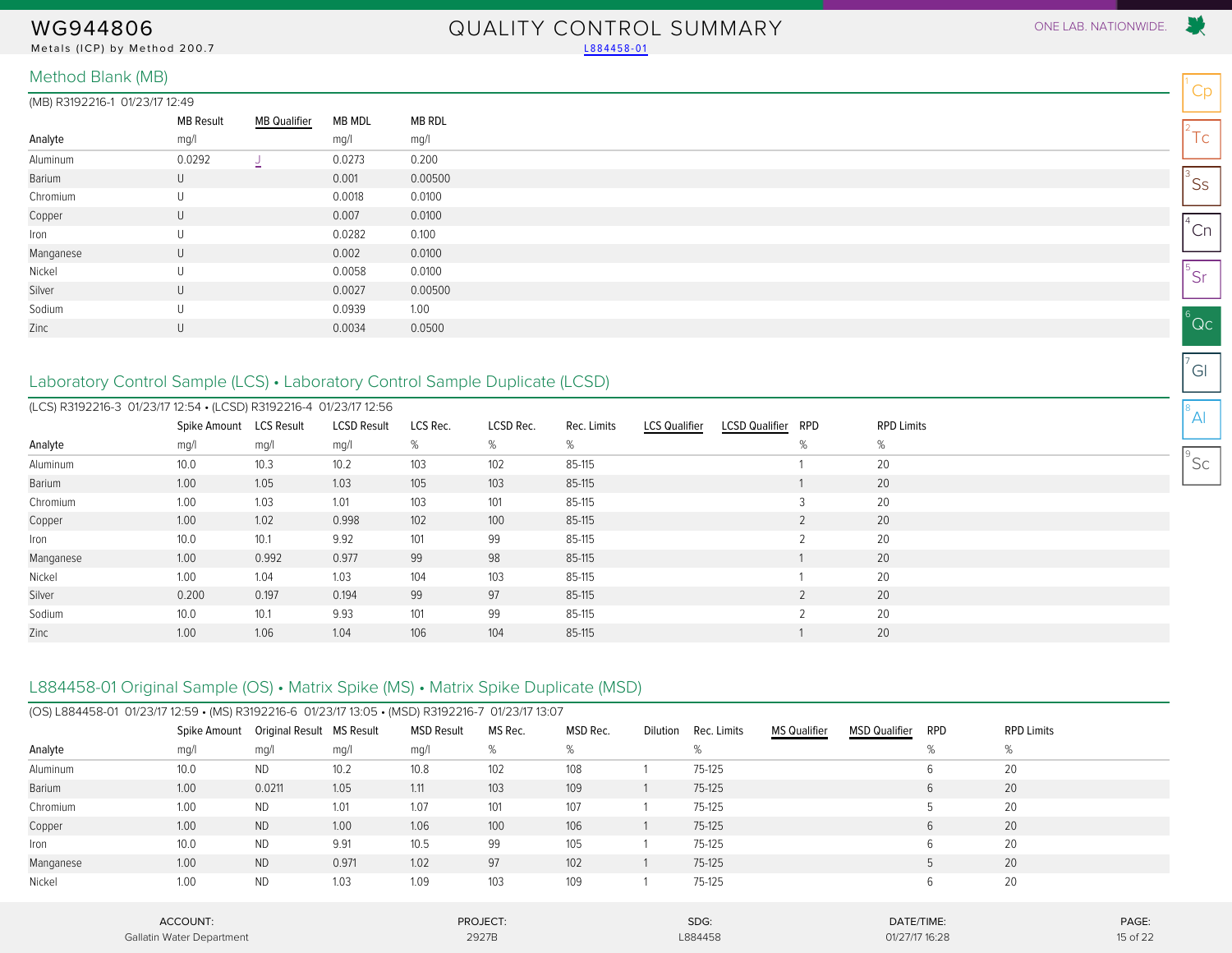# WG944806

Metals (ICP) by Method 200.7

# QUALITY CONTROL SUMMARY

L884458-01

## Method Blank (MB)

(MB) R3192216-1 01/23/17 12:49

| Analyte | MB Result | MB Qualifier | MB MDL | MB RDL |
|---|---|---|---|---|
| | mg/l | | mg/l | mg/l |
| Aluminum | 0.0292 | J | 0.0273 | 0.200 |
| Barium | U | | 0.001 | 0.00500 |
| Chromium | U | | 0.0018 | 0.0100 |
| Copper | U | | 0.007 | 0.0100 |
| Iron | U | | 0.0282 | 0.100 |
| Manganese | U | | 0.002 | 0.0100 |
| Nickel | U | | 0.0058 | 0.0100 |
| Silver | U | | 0.0027 | 0.00500 |
| Sodium | U | | 0.0939 | 1.00 |
| Zinc | U | | 0.0034 | 0.0500 |

## Laboratory Control Sample (LCS) • Laboratory Control Sample Duplicate (LCSD)

(LCS) R3192216-3 01/23/17 12:54 • (LCSD) R3192216-4 01/23/17 12:56

| Analyte | Spike Amount | LCS Result | LCSD Result | LCS Rec. | LCSD Rec. | Rec. Limits | LCS Qualifier | LCSD Qualifier | RPD | RPD Limits |
|---|---|---|---|---|---|---|---|---|---|---|
| | mg/l | mg/l | mg/l | % | % | % | | | % | % |
| Aluminum | 10.0 | 10.3 | 10.2 | 103 | 102 | 85-115 | | | 1 | 20 |
| Barium | 1.00 | 1.05 | 1.03 | 105 | 103 | 85-115 | | | 1 | 20 |
| Chromium | 1.00 | 1.03 | 1.01 | 103 | 101 | 85-115 | | | 3 | 20 |
| Copper | 1.00 | 1.02 | 0.998 | 102 | 100 | 85-115 | | | 2 | 20 |
| Iron | 10.0 | 10.1 | 9.92 | 101 | 99 | 85-115 | | | 2 | 20 |
| Manganese | 1.00 | 0.992 | 0.977 | 99 | 98 | 85-115 | | | 1 | 20 |
| Nickel | 1.00 | 1.04 | 1.03 | 104 | 103 | 85-115 | | | 1 | 20 |
| Silver | 0.200 | 0.197 | 0.194 | 99 | 97 | 85-115 | | | 2 | 20 |
| Sodium | 10.0 | 10.1 | 9.93 | 101 | 99 | 85-115 | | | 2 | 20 |
| Zinc | 1.00 | 1.06 | 1.04 | 106 | 104 | 85-115 | | | 1 | 20 |

## L884458-01 Original Sample (OS) • Matrix Spike (MS) • Matrix Spike Duplicate (MSD)

(OS) L884458-01 01/23/17 12:59 • (MS) R3192216-6 01/23/17 13:05 • (MSD) R3192216-7 01/23/17 13:07

| Analyte | Spike Amount | Original Result | MS Result | MSD Result | MS Rec. | MSD Rec. | Dilution | Rec. Limits | MS Qualifier | MSD Qualifier | RPD | RPD Limits |
|---|---|---|---|---|---|---|---|---|---|---|---|---|
| | mg/l | mg/l | mg/l | mg/l | % | % | | % | | | % | % |
| Aluminum | 10.0 | ND | 10.2 | 10.8 | 102 | 108 | 1 | 75-125 | | | 6 | 20 |
| Barium | 1.00 | 0.0211 | 1.05 | 1.11 | 103 | 109 | 1 | 75-125 | | | 6 | 20 |
| Chromium | 1.00 | ND | 1.01 | 1.07 | 101 | 107 | 1 | 75-125 | | | 5 | 20 |
| Copper | 1.00 | ND | 1.00 | 1.06 | 100 | 106 | 1 | 75-125 | | | 6 | 20 |
| Iron | 10.0 | ND | 9.91 | 10.5 | 99 | 105 | 1 | 75-125 | | | 6 | 20 |
| Manganese | 1.00 | ND | 0.971 | 1.02 | 97 | 102 | 1 | 75-125 | | | 5 | 20 |
| Nickel | 1.00 | ND | 1.03 | 1.09 | 103 | 109 | 1 | 75-125 | | | 6 | 20 |

| ACCOUNT: | PROJECT: | SDG: | DATE/TIME: |
|---|---|---|---|
| Gallatin Water Department | 2927B | L884458 | 01/27/17 16:28 |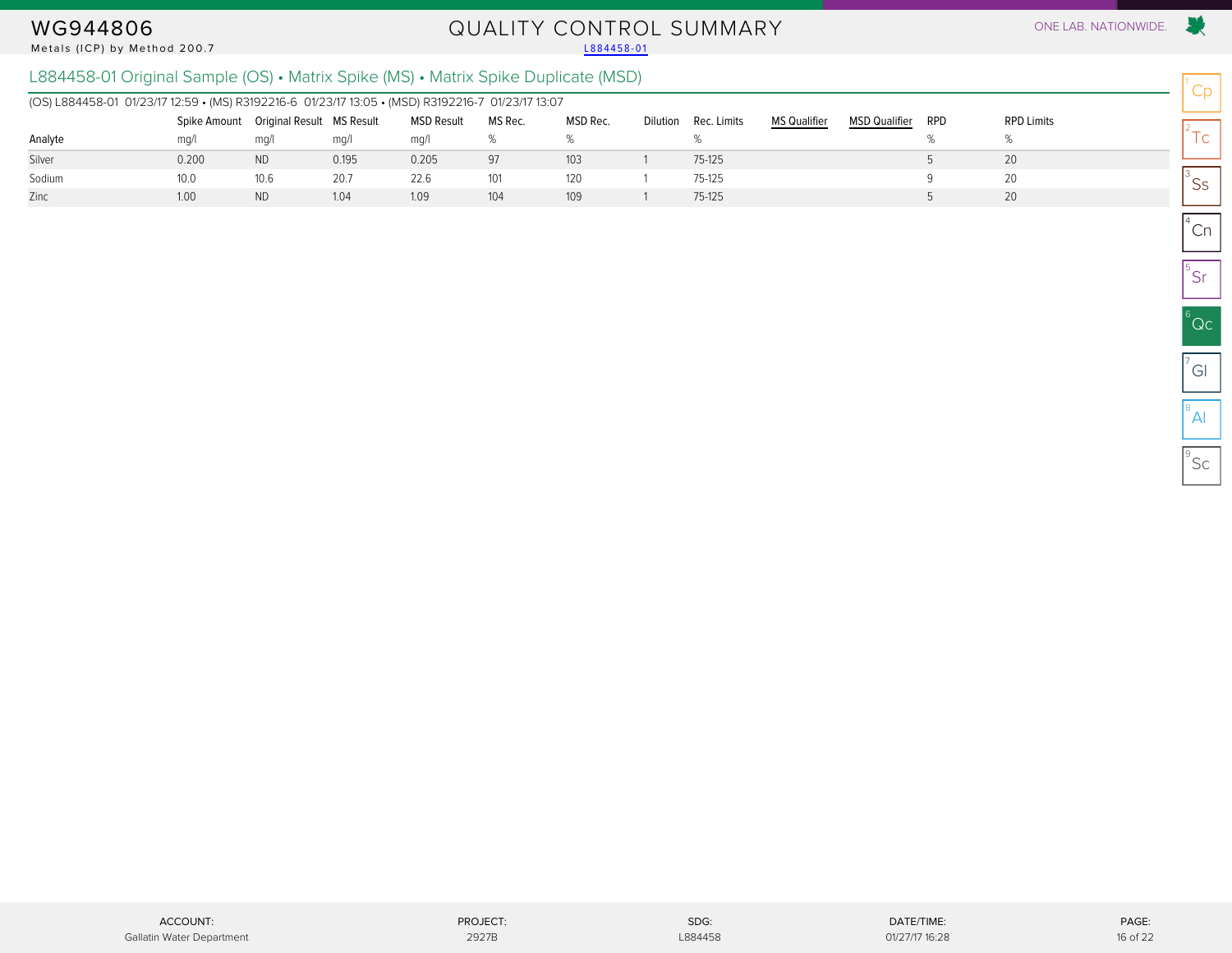# WG944806

Metals (ICP) by Method 200.7

## QUALITY CONTROL SUMMARY

L884458-01

ONE LAB. NATIONWIDE.

### L884458-01 Original Sample (OS) • Matrix Spike (MS) • Matrix Spike Duplicate (MSD)

(OS) L884458-01 01/23/17 12:59 • (MS) R3192216-6 01/23/17 13:05 • (MSD) R3192216-7 01/23/17 13:07

| Analyte | Spike Amount mg/l | Original Result mg/l | MS Result mg/l | MSD Result mg/l | MS Rec. % | MSD Rec. % | Dilution | Rec. Limits % | MS Qualifier | MSD Qualifier | RPD % | RPD Limits % |
|---|---|---|---|---|---|---|---|---|---|---|---|---|
| Silver | 0.200 | ND | 0.195 | 0.205 | 97 | 103 | 1 | 75-125 | | | 5 | 20 |
| Sodium | 10.0 | 10.6 | 20.7 | 22.6 | 101 | 120 | 1 | 75-125 | | | 9 | 20 |
| Zinc | 1.00 | ND | 1.04 | 1.09 | 104 | 109 | 1 | 75-125 | | | 5 | 20 |

1 Cp
2 Tc
3 Ss
4 Cn
5 Sr
6 Qc
7 Gl
8 Al
9 Sc

| ACCOUNT: | PROJECT: | SDG: | DATE/TIME: |
|---|---|---|---|
| Gallatin Water Department | 2927B | L884458 | 01/27/17 16:28 |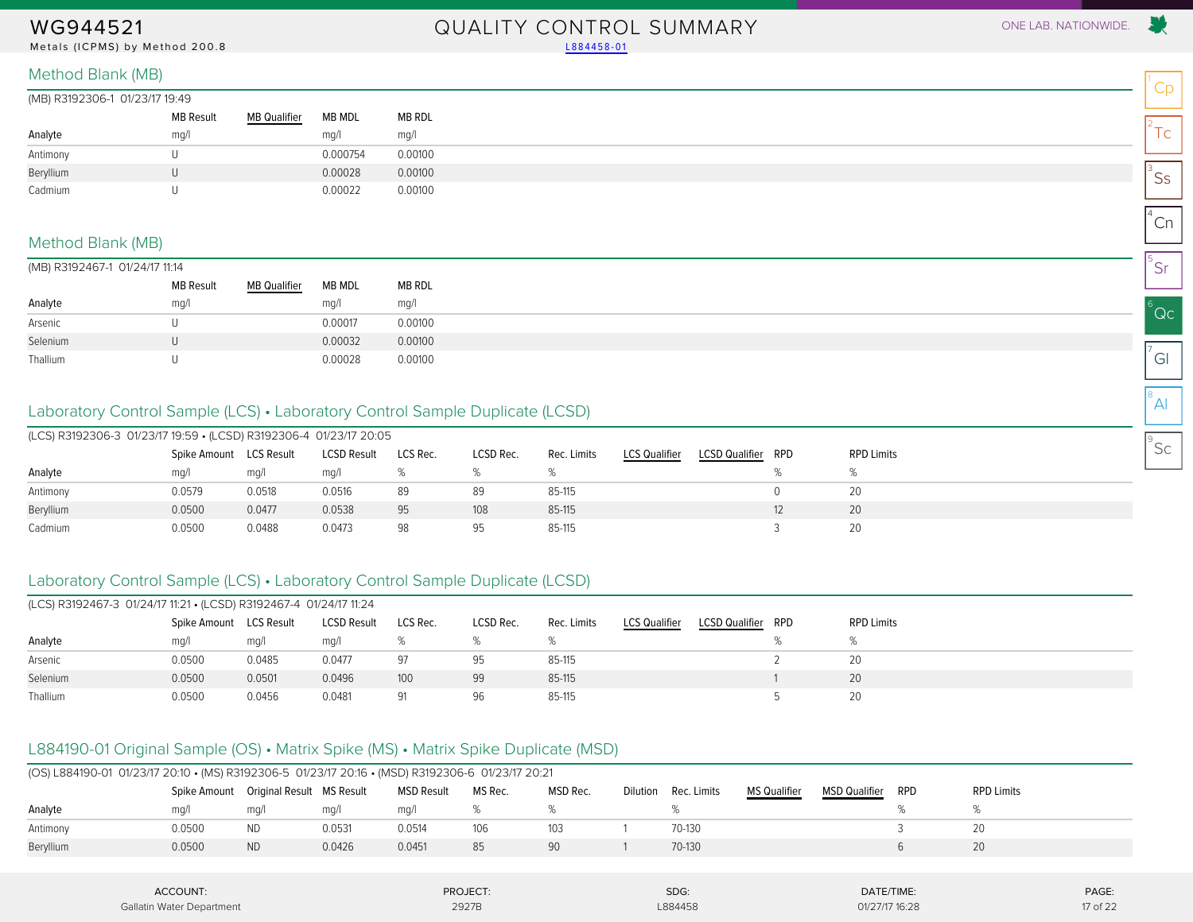WG944521
Metals (ICPMS) by Method 200.8

QUALITY CONTROL SUMMARY
L884458-01

## Method Blank (MB)

(MB) R3192306-1 01/23/17 19:49

| Analyte | MB Result mg/l | MB Qualifier | MB MDL mg/l | MB RDL mg/l |
|---|---|---|---|---|
| Antimony | U | | 0.000754 | 0.00100 |
| Beryllium | U | | 0.00028 | 0.00100 |
| Cadmium | U | | 0.00022 | 0.00100 |

## Method Blank (MB)

(MB) R3192467-1 01/24/17 11:14

| Analyte | MB Result mg/l | MB Qualifier | MB MDL mg/l | MB RDL mg/l |
|---|---|---|---|---|
| Arsenic | U | | 0.00017 | 0.00100 |
| Selenium | U | | 0.00032 | 0.00100 |
| Thallium | U | | 0.00028 | 0.00100 |

## Laboratory Control Sample (LCS) • Laboratory Control Sample Duplicate (LCSD)

(LCS) R3192306-3 01/23/17 19:59 • (LCSD) R3192306-4 01/23/17 20:05

| Analyte | Spike Amount mg/l | LCS Result mg/l | LCSD Result mg/l | LCS Rec. % | LCSD Rec. % | Rec. Limits % | LCS Qualifier | LCSD Qualifier | RPD % | RPD Limits % |
|---|---|---|---|---|---|---|---|---|---|---|
| Antimony | 0.0579 | 0.0518 | 0.0516 | 89 | 89 | 85-115 | | | 0 | 20 |
| Beryllium | 0.0500 | 0.0477 | 0.0538 | 95 | 108 | 85-115 | | | 12 | 20 |
| Cadmium | 0.0500 | 0.0488 | 0.0473 | 98 | 95 | 85-115 | | | 3 | 20 |

## Laboratory Control Sample (LCS) • Laboratory Control Sample Duplicate (LCSD)

(LCS) R3192467-3 01/24/17 11:21 • (LCSD) R3192467-4 01/24/17 11:24

| Analyte | Spike Amount mg/l | LCS Result mg/l | LCSD Result mg/l | LCS Rec. % | LCSD Rec. % | Rec. Limits % | LCS Qualifier | LCSD Qualifier | RPD % | RPD Limits % |
|---|---|---|---|---|---|---|---|---|---|---|
| Arsenic | 0.0500 | 0.0485 | 0.0477 | 97 | 95 | 85-115 | | | 2 | 20 |
| Selenium | 0.0500 | 0.0501 | 0.0496 | 100 | 99 | 85-115 | | | 1 | 20 |
| Thallium | 0.0500 | 0.0456 | 0.0481 | 91 | 96 | 85-115 | | | 5 | 20 |

## L884190-01 Original Sample (OS) • Matrix Spike (MS) • Matrix Spike Duplicate (MSD)

(OS) L884190-01 01/23/17 20:10 • (MS) R3192306-5 01/23/17 20:16 • (MSD) R3192306-6 01/23/17 20:21

| Analyte | Spike Amount mg/l | Original Result mg/l | MS Result mg/l | MSD Result mg/l | MS Rec. % | MSD Rec. % | Dilution | Rec. Limits % | MS Qualifier | MSD Qualifier | RPD % | RPD Limits % |
|---|---|---|---|---|---|---|---|---|---|---|---|---|
| Antimony | 0.0500 | ND | 0.0531 | 0.0514 | 106 | 103 | 1 | 70-130 | | | 3 | 20 |
| Beryllium | 0.0500 | ND | 0.0426 | 0.0451 | 85 | 90 | 1 | 70-130 | | | 6 | 20 |

ACCOUNT: Gallatin Water Department | PROJECT: 2927B | SDG: L884458 | DATE/TIME: 01/27/17 16:28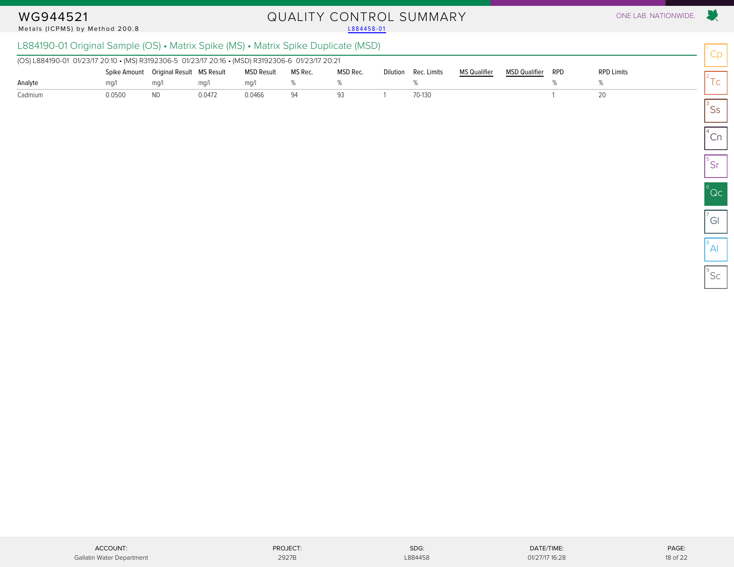# QUALITY CONTROL SUMMARY

WG944521
Metals (ICPMS) by Method 200.8

L884458-01

## L884190-01 Original Sample (OS) • Matrix Spike (MS) • Matrix Spike Duplicate (MSD)

(OS) L884190-01 01/23/17 20:10 • (MS) R3192306-5 01/23/17 20:16 • (MSD) R3192306-6 01/23/17 20:21

| Analyte | Spike Amount mg/l | Original Result mg/l | MS Result mg/l | MSD Result mg/l | MS Rec. % | MSD Rec. % | Dilution | Rec. Limits % | MS Qualifier | MSD Qualifier | RPD % | RPD Limits % |
|---|---|---|---|---|---|---|---|---|---|---|---|---|
| Cadmium | 0.0500 | ND | 0.0472 | 0.0466 | 94 | 93 | 1 | 70-130 | | | 1 | 20 |

ACCOUNT: Gallatin Water Department | PROJECT: 2927B | SDG: L884458 | DATE/TIME: 01/27/17 16:28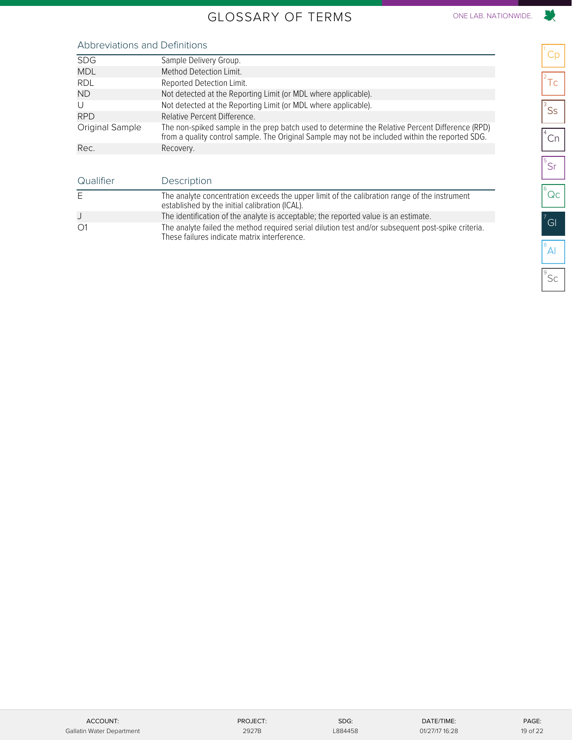# GLOSSARY OF TERMS

## Abbreviations and Definitions

| | |
|---|---|
| SDG | Sample Delivery Group. |
| MDL | Method Detection Limit. |
| RDL | Reported Detection Limit. |
| ND | Not detected at the Reporting Limit (or MDL where applicable). |
| U | Not detected at the Reporting Limit (or MDL where applicable). |
| RPD | Relative Percent Difference. |
| Original Sample | The non-spiked sample in the prep batch used to determine the Relative Percent Difference (RPD) from a quality control sample. The Original Sample may not be included within the reported SDG. |
| Rec. | Recovery. |

| Qualifier | Description |
|---|---|
| E | The analyte concentration exceeds the upper limit of the calibration range of the instrument established by the initial calibration (ICAL). |
| J | The identification of the analyte is acceptable; the reported value is an estimate. |
| O1 | The analyte failed the method required serial dilution test and/or subsequent post-spike criteria. These failures indicate matrix interference. |

| ACCOUNT: | PROJECT: | SDG: | DATE/TIME: |
|---|---|---|---|
| Gallatin Water Department | 2927B | L884458 | 01/27/17 16:28 |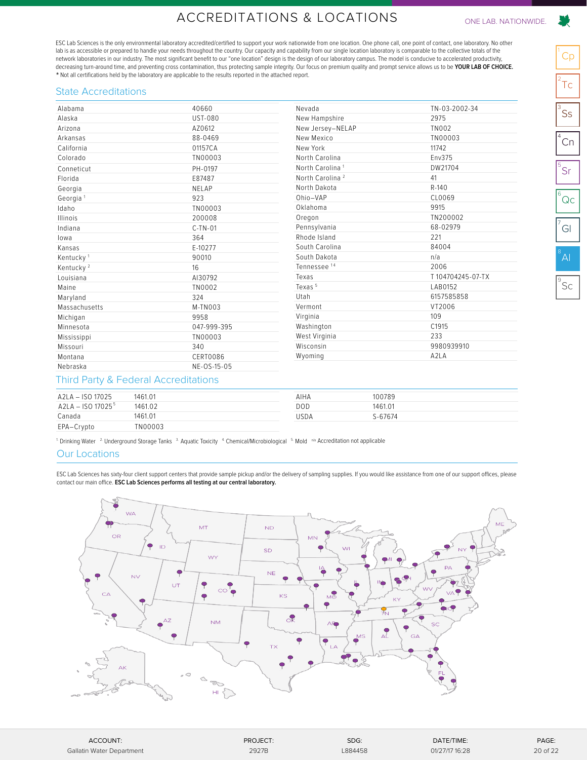# ACCREDITATIONS & LOCATIONS

ONE LAB. NATIONWIDE.

ESC Lab Sciences is the only environmental laboratory accredited/certified to support your work nationwide from one location. One phone call, one point of contact, one laboratory. No other lab is as accessible or prepared to handle your needs throughout the country. Our capacity and capability from our single location laboratory is comparable to the collective totals of the network laboratories in our industry. The most significant benefit to our "one location" design is the design of our laboratory campus. The model is conducive to accelerated productivity, decreasing turn-around time, and preventing cross contamination, thus protecting sample integrity. Our focus on premium quality and prompt service allows us to be **YOUR LAB OF CHOICE.**
* Not all certifications held by the laboratory are applicable to the results reported in the attached report.

## State Accreditations

| State | Number | State | Number |
|---|---|---|---|
| Alabama | 40660 | Nevada | TN-03-2002-34 |
| Alaska | UST-080 | New Hampshire | 2975 |
| Arizona | AZ0612 | New Jersey–NELAP | TN002 |
| Arkansas | 88-0469 | New Mexico | TN00003 |
| California | 01157CA | New York | 11742 |
| Colorado | TN00003 | North Carolina | Env375 |
| Conneticut | PH-0197 | North Carolina [1] | DW21704 |
| Florida | E87487 | North Carolina [2] | 41 |
| Georgia | NELAP | North Dakota | R-140 |
| Georgia [1] | 923 | Ohio–VAP | CL0069 |
| Idaho | TN00003 | Oklahoma | 9915 |
| Illinois | 200008 | Oregon | TN200002 |
| Indiana | C-TN-01 | Pennsylvania | 68-02979 |
| Iowa | 364 | Rhode Island | 221 |
| Kansas | E-10277 | South Carolina | 84004 |
| Kentucky [1] | 90010 | South Dakota | n/a |
| Kentucky [2] | 16 | Tennessee [14] | 2006 |
| Louisiana | AI30792 | Texas | T 104704245-07-TX |
| Maine | TN0002 | Texas [5] | LAB0152 |
| Maryland | 324 | Utah | 6157585858 |
| Massachusetts | M-TN003 | Vermont | VT2006 |
| Michigan | 9958 | Virginia | 109 |
| Minnesota | 047-999-395 | Washington | C1915 |
| Mississippi | TN00003 | West Virginia | 233 |
| Missouri | 340 | Wisconsin | 9980939910 |
| Montana | CERT0086 | Wyoming | A2LA |
| Nebraska | NE-OS-15-05 | | |

## Third Party & Federal Accreditations

| Accreditation | Number | Accreditation | Number |
|---|---|---|---|
| A2LA – ISO 17025 | 1461.01 | AIHA | 100789 |
| A2LA – ISO 17025 [5] | 1461.02 | DOD | 1461.01 |
| Canada | 1461.01 | USDA | S-67674 |
| EPA–Crypto | TN00003 | | |

[1] Drinking Water [2] Underground Storage Tanks [3] Aquatic Toxicity [4] Chemical/Microbiological [5] Mold [n/a] Accreditation not applicable

## Our Locations

ESC Lab Sciences has sixty-four client support centers that provide sample pickup and/or the delivery of sampling supplies. If you would like assistance from one of our support offices, please contact our main office. **ESC Lab Sciences performs all testing at our central laboratory.**

| ACCOUNT: | PROJECT: | SDG: | DATE/TIME: |
|---|---|---|---|
| Gallatin Water Department | 2927B | L884458 | 01/27/17 16:28 |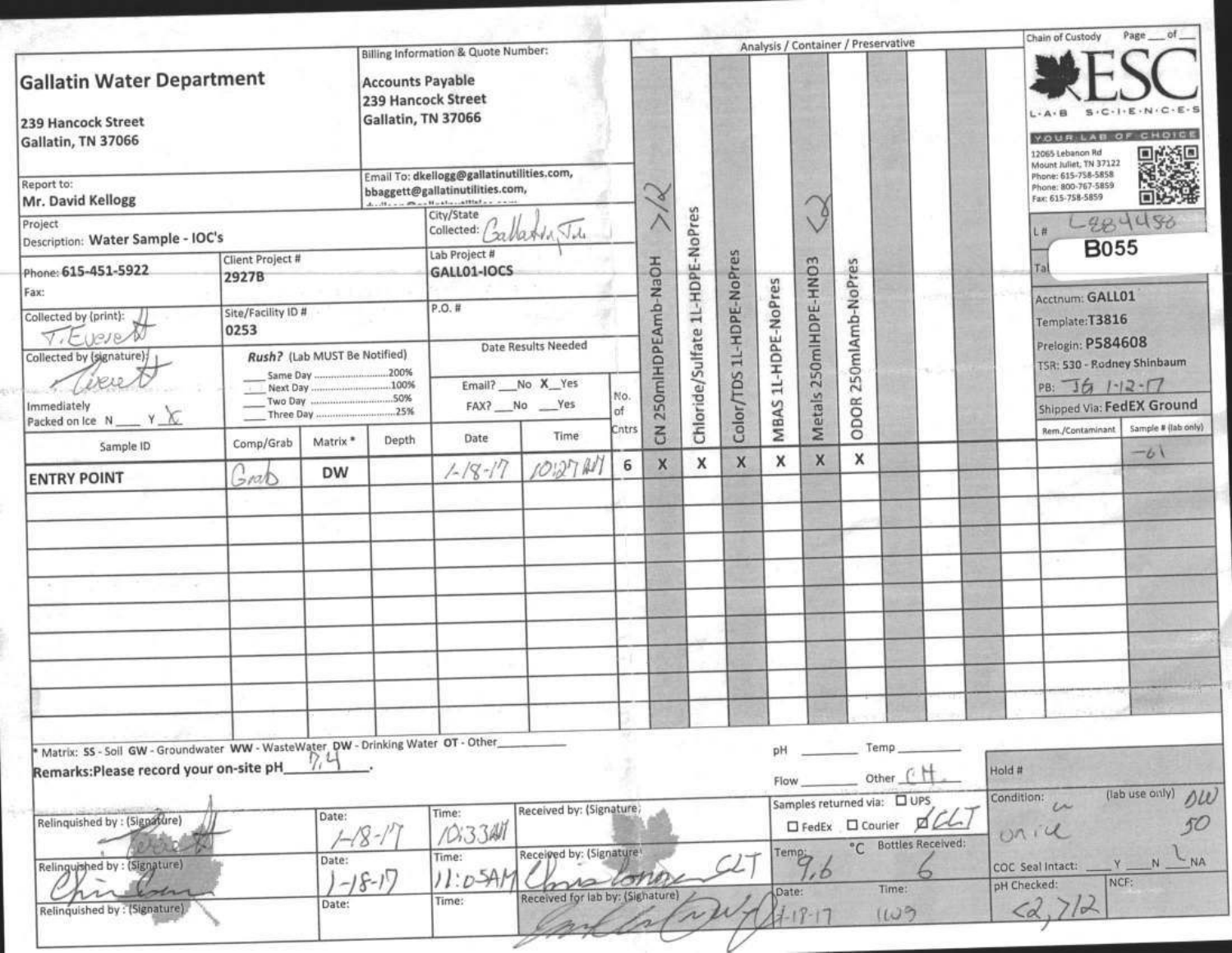**Gallatin Water Department**

239 Hancock Street
Gallatin, TN 37066

**Billing Information & Quote Number:**

Accounts Payable
239 Hancock Street
Gallatin, TN 37066

Report to: **Mr. David Kellogg**

Email To: dkellogg@gallatinutilities.com, bbaggett@gallatinutilities.com,

Project Description: **Water Sample - IOC's**

City/State Collected: Gallatin, TN

Phone: 615-451-5922

Fax:

Client Project #: 2927B

Lab Project #: GALL01-IOCS

Collected by (print): T. Everett

Site/Facility ID #: 0253

P.O. #:

Collected by (signature): T. Everett

Immediately Packed on Ice N ___ Y X

Rush? (Lab MUST Be Notified)

- ___ Same Day .......... 200%
- ___ Next Day .......... 100%
- ___ Two Day .......... 50%
- ___ Three Day .......... 25%

Date Results Needed

Email? ___No X Yes

FAX? ___No ___Yes

## Analysis / Container / Preservative

| Sample ID | Comp/Grab | Matrix * | Depth | Date | Time | No. of Cntrs | CN 250mlHDPEAmb-NaOH >12 | Chloride/Sulfate 1L-HDPE-NoPres | Color/TDS 1L-HDPE-NoPres | MBAS 1L-HDPE-NoPres | Metals 250mlHDPE-HNO3 <2 | ODOR 250mlAmb-NoPres | Rem./Contaminant | Sample # (lab only) |
|---|---|---|---|---|---|---|---|---|---|---|---|---|---|---|
| ENTRY POINT | Grab | DW | | 1-18-17 | 10:27 AM | 6 | X | X | X | X | X | X | | -01 |

**Chain of Custody** Page ___ of ___

**ESC LAB SCIENCES** — YOUR LAB OF CHOICE

12065 Lebanon Rd
Mount Juliet, TN 37122
Phone: 615-758-5858
Phone: 800-767-5859
Fax: 615-758-5859

L# L884480

B055

Acctnum: GALL01
Template: T3816
Prelogin: P584608
TSR: 530 - Rodney Shinbaum
PB: JG 1-12-17
Shipped Via: FedEX Ground

\* Matrix: SS - Soil GW - Groundwater WW - WasteWater DW - Drinking Water OT - Other________

**Remarks: Please record your on-site pH** 7.4

pH ________ Temp ________

Flow ________ Other CH.

Hold #

| Relinquished by: (Signature) | Date: | Time: | Received by: (Signature) |
|---|---|---|---|
| T. Everett | 1-18-17 | 10:33 AM | |
| Chris Lonas | 1-18-17 | 11:05 AM | Chris Lonas CLT |
| | | | Received for lab by: (Signature) |

Samples returned via: ☐ UPS ☐ FedEx ☐ Courier ☑ CLT

Temp: 9.6 °C Bottles Received: 6

Date: 1-18-17 Time: 1109

Condition: (lab use only) on ice DW 50

COC Seal Intact: ___Y ___N ✓NA

pH Checked: <2, >12

NCF: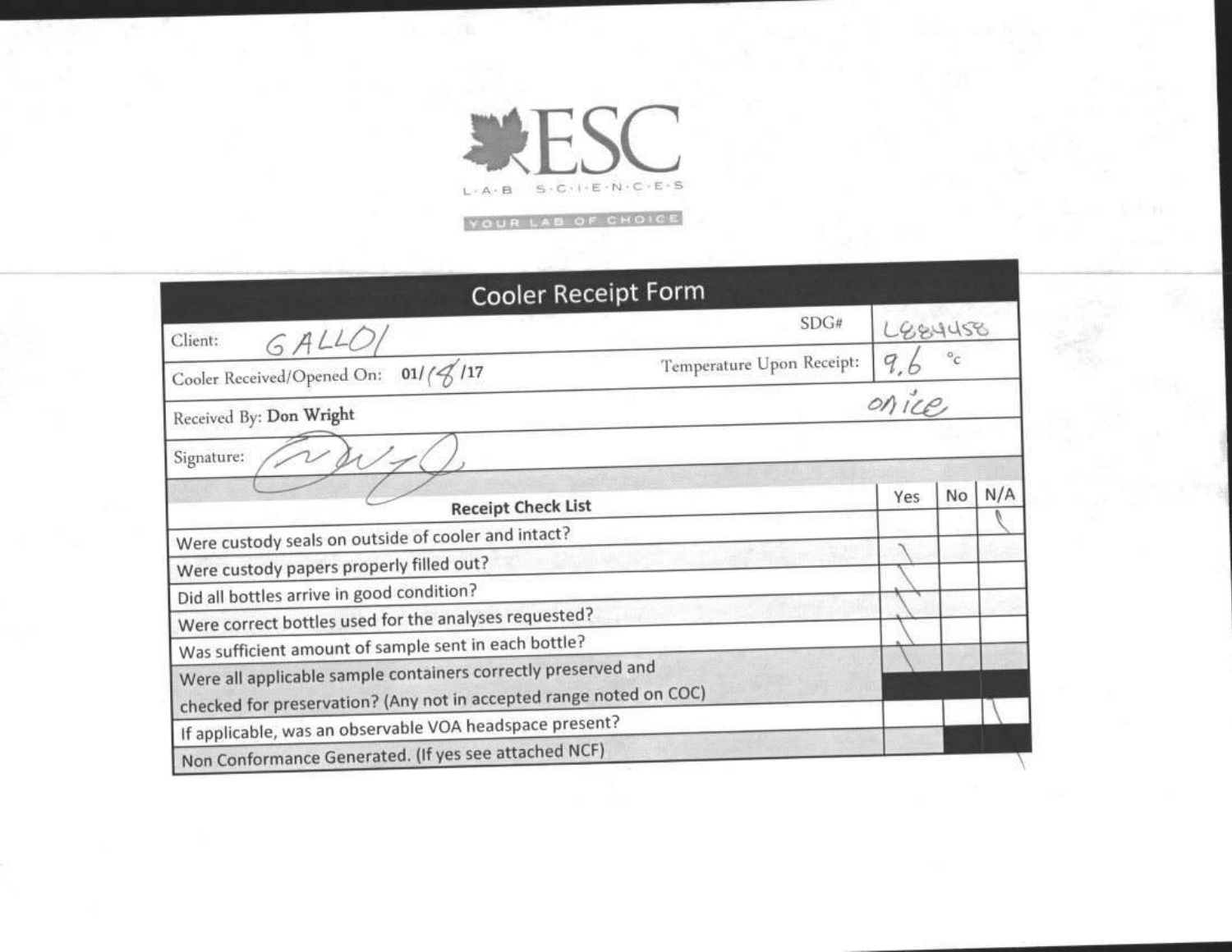ESC

LAB SCIENCES

YOUR LAB OF CHOICE

## Cooler Receipt Form

| | | | |
|---|---|---|---|
| Client: GALLO1 | SDG# | L884458 | |
| Cooler Received/Opened On: 01/18/17 | Temperature Upon Receipt: | 9.6 °c | |
| Received By: **Don Wright** | | on ice | |
| Signature: | | | |

| Receipt Check List | Yes | No | N/A |
|---|---|---|---|
| Were custody seals on outside of cooler and intact? | | | ✓ |
| Were custody papers properly filled out? | ✓ | | |
| Did all bottles arrive in good condition? | ✓ | | |
| Were correct bottles used for the analyses requested? | ✓ | | |
| Was sufficient amount of sample sent in each bottle? | ✓ | | |
| Were all applicable sample containers correctly preserved and checked for preservation? (Any not in accepted range noted on COC) | ✓ | | |
| If applicable, was an observable VOA headspace present? | | | ✓ |
| Non Conformance Generated. (If yes see attached NCF) | | | ✓ |